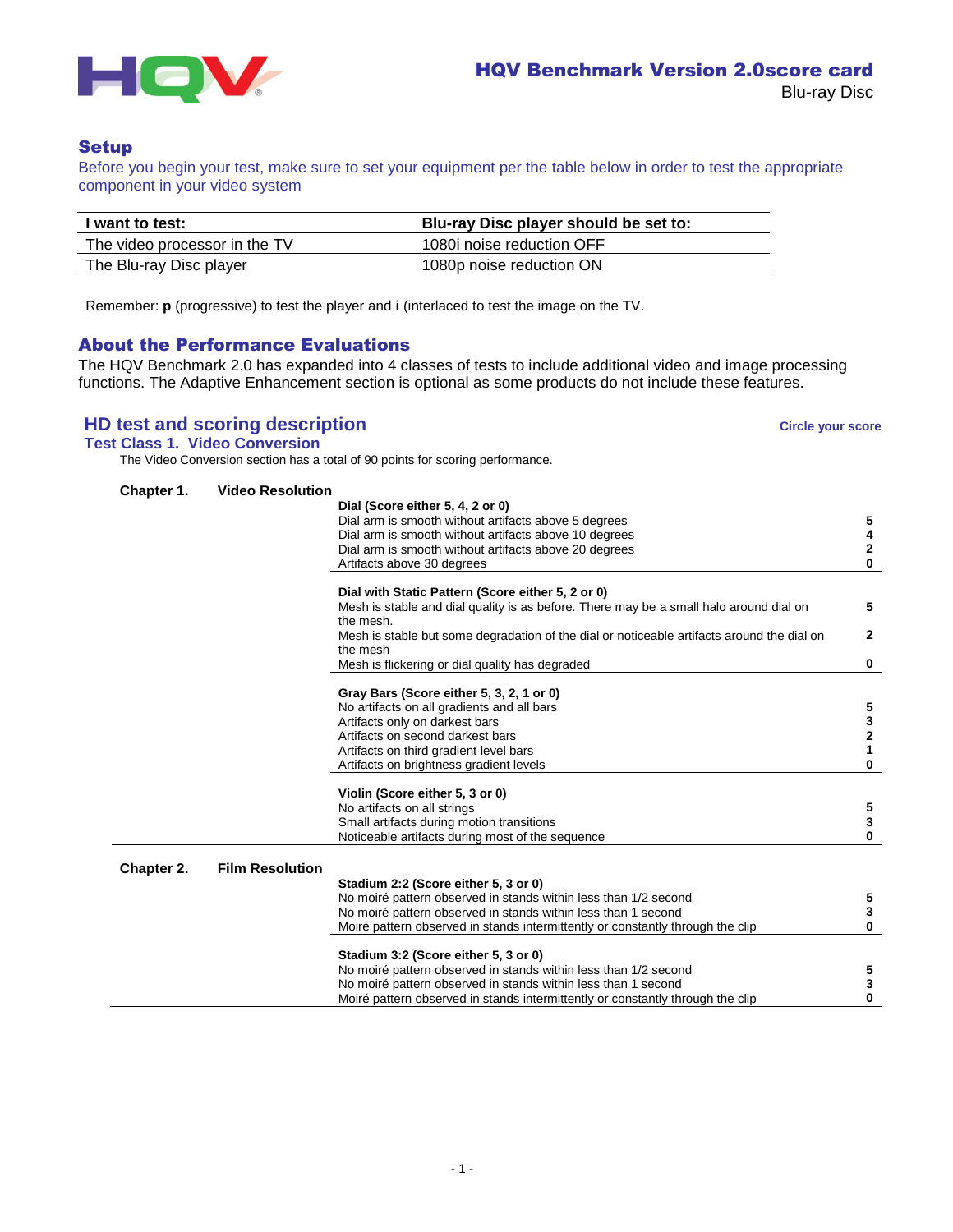# HQV Benchmark Version 2.0score card

Blu-ray Disc

## Setup

Before you begin your test, make sure to set your equipment per the table below in order to test the appropriate component in your video system

| I want to test: | Blu-ray Disc player should be set to: |
|---|---|
| The video processor in the TV | 1080i noise reduction OFF |
| The Blu-ray Disc player | 1080p noise reduction ON |

Remember: **p** (progressive) to test the player and **i** (interlaced to test the image on the TV.

## About the Performance Evaluations

The HQV Benchmark 2.0 has expanded into 4 classes of tests to include additional video and image processing functions. The Adaptive Enhancement section is optional as some products do not include these features.

## HD test and scoring description

**Circle your score**

### Test Class 1. Video Conversion

The Video Conversion section has a total of 90 points for scoring performance.

#### Chapter 1. Video Resolution

**Dial (Score either 5, 4, 2 or 0)**

| Description | Score |
|---|---|
| Dial arm is smooth without artifacts above 5 degrees | **5** |
| Dial arm is smooth without artifacts above 10 degrees | **4** |
| Dial arm is smooth without artifacts above 20 degrees | **2** |
| Artifacts above 30 degrees | **0** |

**Dial with Static Pattern (Score either 5, 2 or 0)**

| Description | Score |
|---|---|
| Mesh is stable and dial quality is as before. There may be a small halo around dial on the mesh. | **5** |
| Mesh is stable but some degradation of the dial or noticeable artifacts around the dial on the mesh | **2** |
| Mesh is flickering or dial quality has degraded | **0** |

**Gray Bars (Score either 5, 3, 2, 1 or 0)**

| Description | Score |
|---|---|
| No artifacts on all gradients and all bars | **5** |
| Artifacts only on darkest bars | **3** |
| Artifacts on second darkest bars | **2** |
| Artifacts on third gradient level bars | **1** |
| Artifacts on brightness gradient levels | **0** |

**Violin (Score either 5, 3 or 0)**

| Description | Score |
|---|---|
| No artifacts on all strings | **5** |
| Small artifacts during motion transitions | **3** |
| Noticeable artifacts during most of the sequence | **0** |

#### Chapter 2. Film Resolution

**Stadium 2:2 (Score either 5, 3 or 0)**

| Description | Score |
|---|---|
| No moiré pattern observed in stands within less than 1/2 second | **5** |
| No moiré pattern observed in stands within less than 1 second | **3** |
| Moiré pattern observed in stands intermittently or constantly through the clip | **0** |

**Stadium 3:2 (Score either 5, 3 or 0)**

| Description | Score |
|---|---|
| No moiré pattern observed in stands within less than 1/2 second | **5** |
| No moiré pattern observed in stands within less than 1 second | **3** |
| Moiré pattern observed in stands intermittently or constantly through the clip | **0** |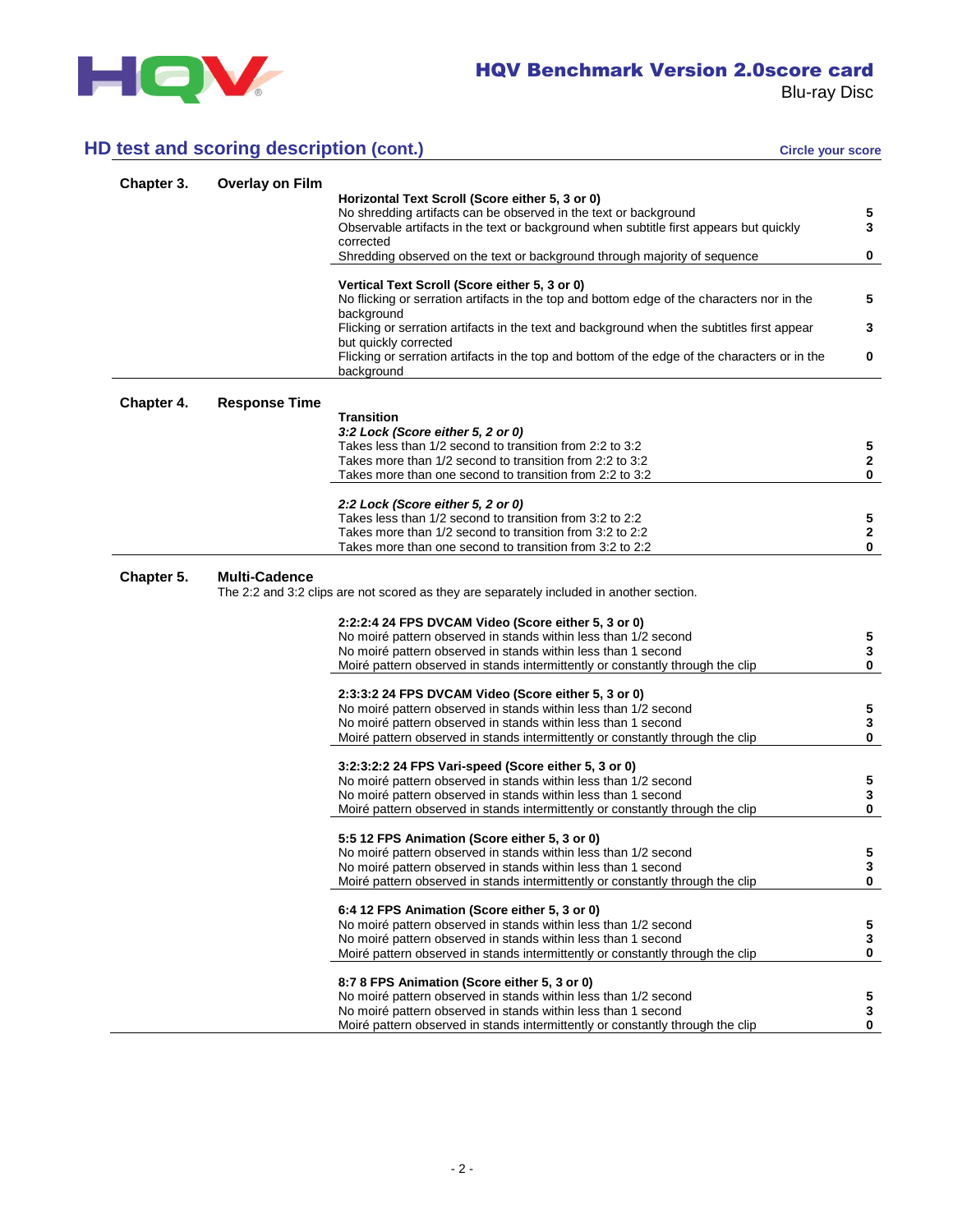## HD test and scoring description (cont.)

**Circle your score**

### Chapter 3. Overlay on Film

**Horizontal Text Scroll (Score either 5, 3 or 0)**

| Description | Score |
|---|---|
| No shredding artifacts can be observed in the text or background | **5** |
| Observable artifacts in the text or background when subtitle first appears but quickly corrected | **3** |
| Shredding observed on the text or background through majority of sequence | **0** |

**Vertical Text Scroll (Score either 5, 3 or 0)**

| Description | Score |
|---|---|
| No flicking or serration artifacts in the top and bottom edge of the characters nor in the background | **5** |
| Flicking or serration artifacts in the text and background when the subtitles first appear but quickly corrected | **3** |
| Flicking or serration artifacts in the top and bottom of the edge of the characters or in the background | **0** |

### Chapter 4. Response Time

**Transition**

***3:2 Lock (Score either 5, 2 or 0)***

| Description | Score |
|---|---|
| Takes less than 1/2 second to transition from 2:2 to 3:2 | **5** |
| Takes more than 1/2 second to transition from 2:2 to 3:2 | **2** |
| Takes more than one second to transition from 2:2 to 3:2 | **0** |

***2:2 Lock (Score either 5, 2 or 0)***

| Description | Score |
|---|---|
| Takes less than 1/2 second to transition from 3:2 to 2:2 | **5** |
| Takes more than 1/2 second to transition from 3:2 to 2:2 | **2** |
| Takes more than one second to transition from 3:2 to 2:2 | **0** |

### Chapter 5. Multi-Cadence

The 2:2 and 3:2 clips are not scored as they are separately included in another section.

**2:2:2:4 24 FPS DVCAM Video (Score either 5, 3 or 0)**

| Description | Score |
|---|---|
| No moiré pattern observed in stands within less than 1/2 second | **5** |
| No moiré pattern observed in stands within less than 1 second | **3** |
| Moiré pattern observed in stands intermittently or constantly through the clip | **0** |

**2:3:3:2 24 FPS DVCAM Video (Score either 5, 3 or 0)**

| Description | Score |
|---|---|
| No moiré pattern observed in stands within less than 1/2 second | **5** |
| No moiré pattern observed in stands within less than 1 second | **3** |
| Moiré pattern observed in stands intermittently or constantly through the clip | **0** |

**3:2:3:2:2 24 FPS Vari-speed (Score either 5, 3 or 0)**

| Description | Score |
|---|---|
| No moiré pattern observed in stands within less than 1/2 second | **5** |
| No moiré pattern observed in stands within less than 1 second | **3** |
| Moiré pattern observed in stands intermittently or constantly through the clip | **0** |

**5:5 12 FPS Animation (Score either 5, 3 or 0)**

| Description | Score |
|---|---|
| No moiré pattern observed in stands within less than 1/2 second | **5** |
| No moiré pattern observed in stands within less than 1 second | **3** |
| Moiré pattern observed in stands intermittently or constantly through the clip | **0** |

**6:4 12 FPS Animation (Score either 5, 3 or 0)**

| Description | Score |
|---|---|
| No moiré pattern observed in stands within less than 1/2 second | **5** |
| No moiré pattern observed in stands within less than 1 second | **3** |
| Moiré pattern observed in stands intermittently or constantly through the clip | **0** |

**8:7 8 FPS Animation (Score either 5, 3 or 0)**

| Description | Score |
|---|---|
| No moiré pattern observed in stands within less than 1/2 second | **5** |
| No moiré pattern observed in stands within less than 1 second | **3** |
| Moiré pattern observed in stands intermittently or constantly through the clip | **0** |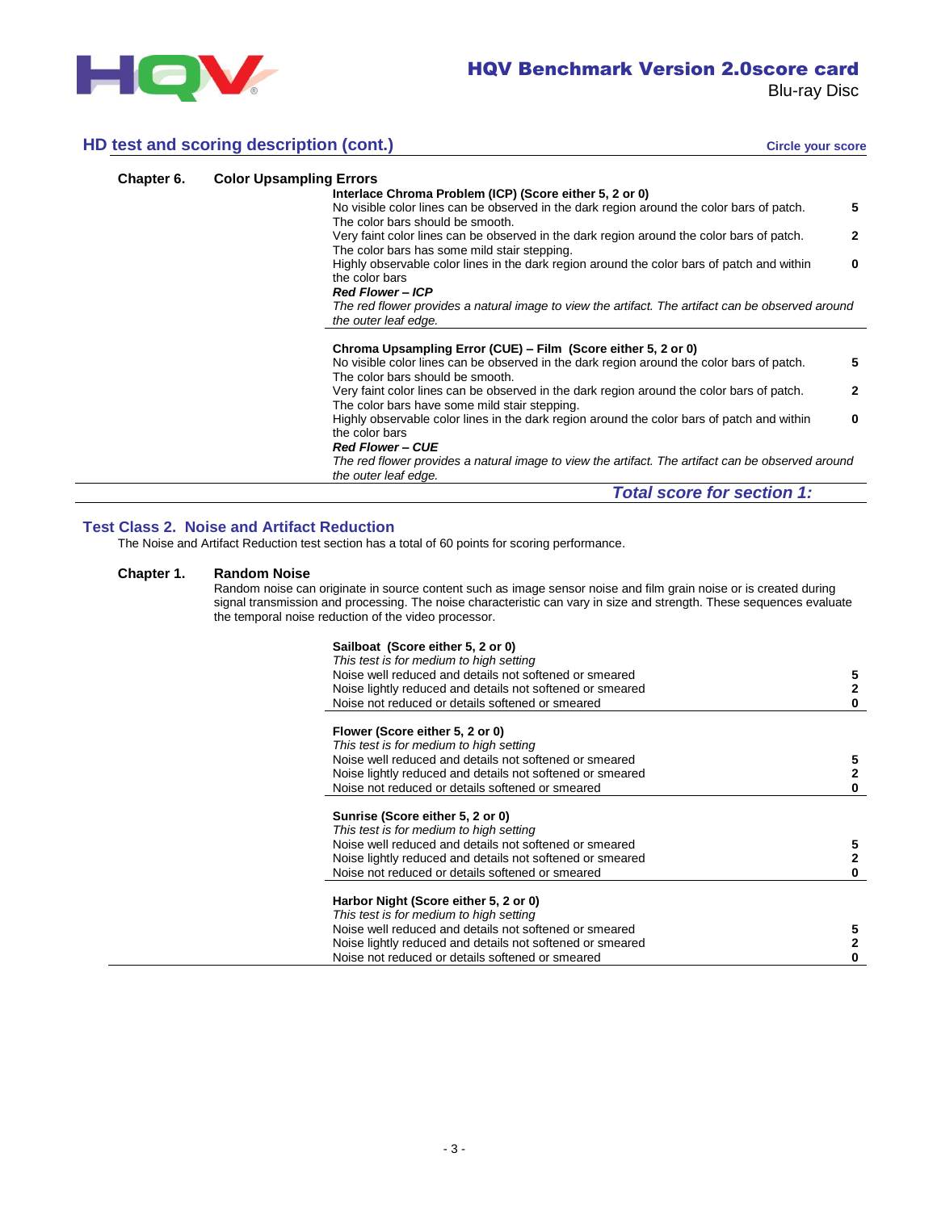## HD test and scoring description (cont.)

**Circle your score**

### Chapter 6. Color Upsampling Errors

**Interlace Chroma Problem (ICP) (Score either 5, 2 or 0)**

| | |
|---|---|
| No visible color lines can be observed in the dark region around the color bars of patch. The color bars should be smooth. | **5** |
| Very faint color lines can be observed in the dark region around the color bars of patch. The color bars has some mild stair stepping. | **2** |
| Highly observable color lines in the dark region around the color bars of patch and within the color bars | **0** |

***Red Flower – ICP***

*The red flower provides a natural image to view the artifact. The artifact can be observed around the outer leaf edge.*

**Chroma Upsampling Error (CUE) – Film (Score either 5, 2 or 0)**

| | |
|---|---|
| No visible color lines can be observed in the dark region around the color bars of patch. The color bars should be smooth. | **5** |
| Very faint color lines can be observed in the dark region around the color bars of patch. The color bars have some mild stair stepping. | **2** |
| Highly observable color lines in the dark region around the color bars of patch and within the color bars | **0** |

***Red Flower – CUE***

*The red flower provides a natural image to view the artifact. The artifact can be observed around the outer leaf edge.*

***Total score for section 1:***

## Test Class 2. Noise and Artifact Reduction

The Noise and Artifact Reduction test section has a total of 60 points for scoring performance.

### Chapter 1. Random Noise

Random noise can originate in source content such as image sensor noise and film grain noise or is created during signal transmission and processing. The noise characteristic can vary in size and strength. These sequences evaluate the temporal noise reduction of the video processor.

**Sailboat (Score either 5, 2 or 0)**

*This test is for medium to high setting*

| | |
|---|---|
| Noise well reduced and details not softened or smeared | **5** |
| Noise lightly reduced and details not softened or smeared | **2** |
| Noise not reduced or details softened or smeared | **0** |

**Flower (Score either 5, 2 or 0)**

*This test is for medium to high setting*

| | |
|---|---|
| Noise well reduced and details not softened or smeared | **5** |
| Noise lightly reduced and details not softened or smeared | **2** |
| Noise not reduced or details softened or smeared | **0** |

**Sunrise (Score either 5, 2 or 0)**

*This test is for medium to high setting*

| | |
|---|---|
| Noise well reduced and details not softened or smeared | **5** |
| Noise lightly reduced and details not softened or smeared | **2** |
| Noise not reduced or details softened or smeared | **0** |

**Harbor Night (Score either 5, 2 or 0)**

*This test is for medium to high setting*

| | |
|---|---|
| Noise well reduced and details not softened or smeared | **5** |
| Noise lightly reduced and details not softened or smeared | **2** |
| Noise not reduced or details softened or smeared | **0** |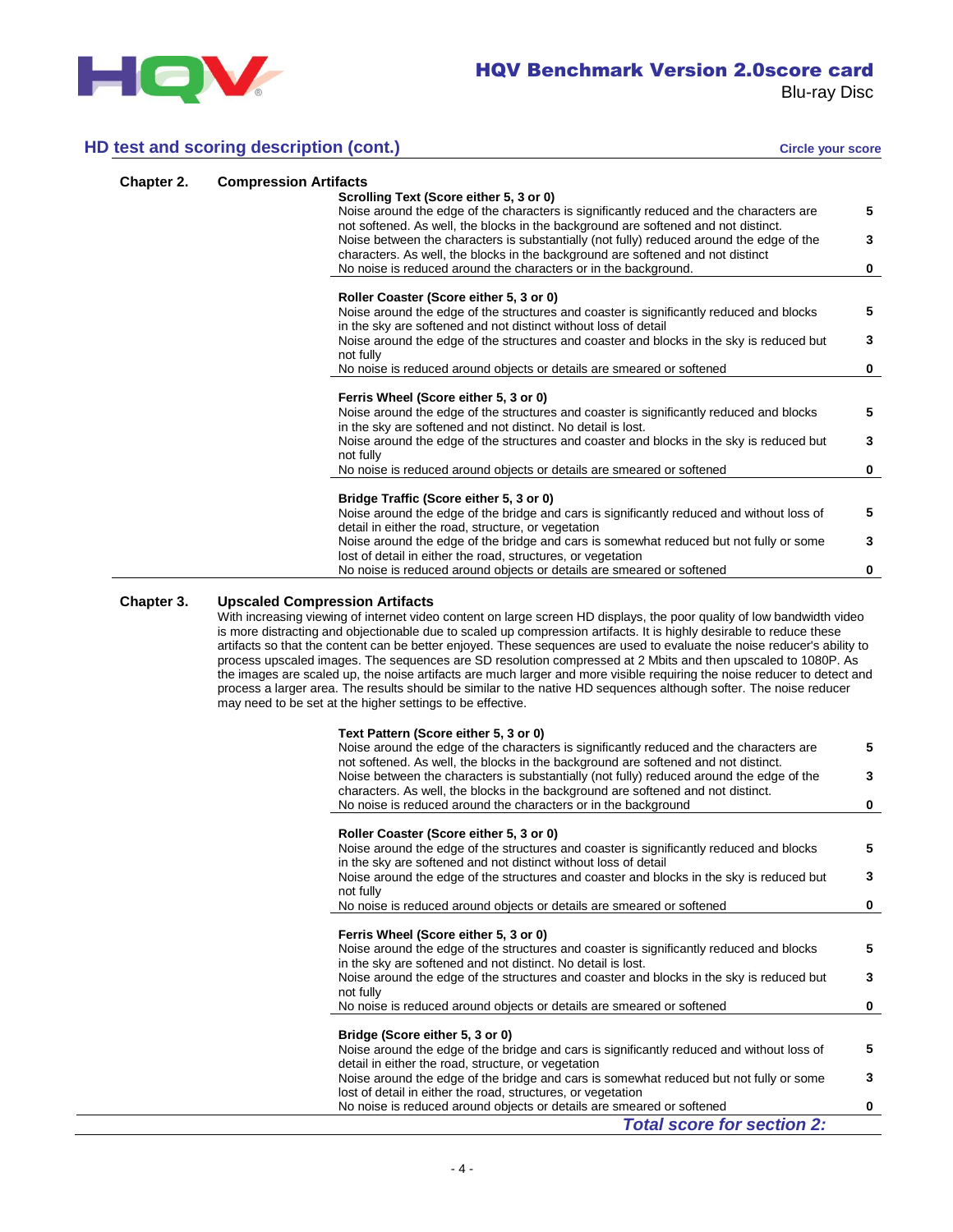## HD test and scoring description (cont.)

**Circle your score**

### Chapter 2. Compression Artifacts

**Scrolling Text (Score either 5, 3 or 0)**

| Description | Score |
|---|---|
| Noise around the edge of the characters is significantly reduced and the characters are not softened. As well, the blocks in the background are softened and not distinct. | **5** |
| Noise between the characters is substantially (not fully) reduced around the edge of the characters. As well, the blocks in the background are softened and not distinct | **3** |
| No noise is reduced around the characters or in the background. | **0** |

**Roller Coaster (Score either 5, 3 or 0)**

| Description | Score |
|---|---|
| Noise around the edge of the structures and coaster is significantly reduced and blocks in the sky are softened and not distinct without loss of detail | **5** |
| Noise around the edge of the structures and coaster and blocks in the sky is reduced but not fully | **3** |
| No noise is reduced around objects or details are smeared or softened | **0** |

**Ferris Wheel (Score either 5, 3 or 0)**

| Description | Score |
|---|---|
| Noise around the edge of the structures and coaster is significantly reduced and blocks in the sky are softened and not distinct. No detail is lost. | **5** |
| Noise around the edge of the structures and coaster and blocks in the sky is reduced but not fully | **3** |
| No noise is reduced around objects or details are smeared or softened | **0** |

**Bridge Traffic (Score either 5, 3 or 0)**

| Description | Score |
|---|---|
| Noise around the edge of the bridge and cars is significantly reduced and without loss of detail in either the road, structure, or vegetation | **5** |
| Noise around the edge of the bridge and cars is somewhat reduced but not fully or some lost of detail in either the road, structures, or vegetation | **3** |
| No noise is reduced around objects or details are smeared or softened | **0** |

### Chapter 3. Upscaled Compression Artifacts

With increasing viewing of internet video content on large screen HD displays, the poor quality of low bandwidth video is more distracting and objectionable due to scaled up compression artifacts. It is highly desirable to reduce these artifacts so that the content can be better enjoyed. These sequences are used to evaluate the noise reducer's ability to process upscaled images. The sequences are SD resolution compressed at 2 Mbits and then upscaled to 1080P. As the images are scaled up, the noise artifacts are much larger and more visible requiring the noise reducer to detect and process a larger area. The results should be similar to the native HD sequences although softer. The noise reducer may need to be set at the higher settings to be effective.

**Text Pattern (Score either 5, 3 or 0)**

| Description | Score |
|---|---|
| Noise around the edge of the characters is significantly reduced and the characters are not softened. As well, the blocks in the background are softened and not distinct. | **5** |
| Noise between the characters is substantially (not fully) reduced around the edge of the characters. As well, the blocks in the background are softened and not distinct. | **3** |
| No noise is reduced around the characters or in the background | **0** |

**Roller Coaster (Score either 5, 3 or 0)**

| Description | Score |
|---|---|
| Noise around the edge of the structures and coaster is significantly reduced and blocks in the sky are softened and not distinct without loss of detail | **5** |
| Noise around the edge of the structures and coaster and blocks in the sky is reduced but not fully | **3** |
| No noise is reduced around objects or details are smeared or softened | **0** |

**Ferris Wheel (Score either 5, 3 or 0)**

| Description | Score |
|---|---|
| Noise around the edge of the structures and coaster is significantly reduced and blocks in the sky are softened and not distinct. No detail is lost. | **5** |
| Noise around the edge of the structures and coaster and blocks in the sky is reduced but not fully | **3** |
| No noise is reduced around objects or details are smeared or softened | **0** |

**Bridge (Score either 5, 3 or 0)**

| Description | Score |
|---|---|
| Noise around the edge of the bridge and cars is significantly reduced and without loss of detail in either the road, structure, or vegetation | **5** |
| Noise around the edge of the bridge and cars is somewhat reduced but not fully or some lost of detail in either the road, structures, or vegetation | **3** |
| No noise is reduced around objects or details are smeared or softened | **0** |

***Total score for section 2:***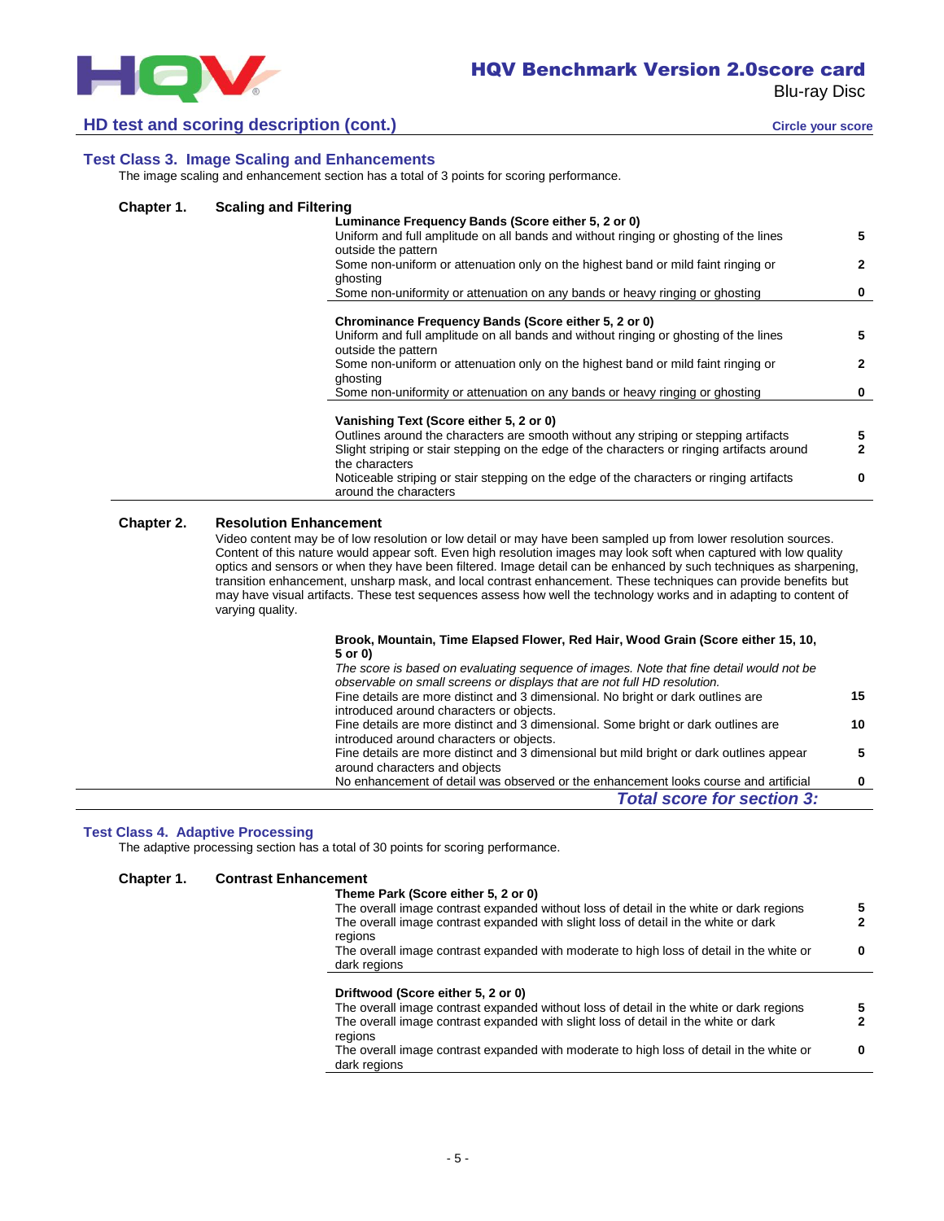## HD test and scoring description (cont.)

**Circle your score**

### Test Class 3. Image Scaling and Enhancements

The image scaling and enhancement section has a total of 3 points for scoring performance.

#### Chapter 1. Scaling and Filtering

**Luminance Frequency Bands (Score either 5, 2 or 0)**

| Description | Score |
|---|---|
| Uniform and full amplitude on all bands and without ringing or ghosting of the lines outside the pattern | **5** |
| Some non-uniform or attenuation only on the highest band or mild faint ringing or ghosting | **2** |
| Some non-uniformity or attenuation on any bands or heavy ringing or ghosting | **0** |

**Chrominance Frequency Bands (Score either 5, 2 or 0)**

| Description | Score |
|---|---|
| Uniform and full amplitude on all bands and without ringing or ghosting of the lines outside the pattern | **5** |
| Some non-uniform or attenuation only on the highest band or mild faint ringing or ghosting | **2** |
| Some non-uniformity or attenuation on any bands or heavy ringing or ghosting | **0** |

**Vanishing Text (Score either 5, 2 or 0)**

| Description | Score |
|---|---|
| Outlines around the characters are smooth without any striping or stepping artifacts | **5** |
| Slight striping or stair stepping on the edge of the characters or ringing artifacts around the characters | **2** |
| Noticeable striping or stair stepping on the edge of the characters or ringing artifacts around the characters | **0** |

#### Chapter 2. Resolution Enhancement

Video content may be of low resolution or low detail or may have been sampled up from lower resolution sources. Content of this nature would appear soft. Even high resolution images may look soft when captured with low quality optics and sensors or when they have been filtered. Image detail can be enhanced by such techniques as sharpening, transition enhancement, unsharp mask, and local contrast enhancement. These techniques can provide benefits but may have visual artifacts. These test sequences assess how well the technology works and in adapting to content of varying quality.

**Brook, Mountain, Time Elapsed Flower, Red Hair, Wood Grain (Score either 15, 10, 5 or 0)**

*The score is based on evaluating sequence of images. Note that fine detail would not be observable on small screens or displays that are not full HD resolution.*

| Description | Score |
|---|---|
| Fine details are more distinct and 3 dimensional. No bright or dark outlines are introduced around characters or objects. | **15** |
| Fine details are more distinct and 3 dimensional. Some bright or dark outlines are introduced around characters or objects. | **10** |
| Fine details are more distinct and 3 dimensional but mild bright or dark outlines appear around characters and objects | **5** |
| No enhancement of detail was observed or the enhancement looks course and artificial | **0** |

***Total score for section 3:***

### Test Class 4. Adaptive Processing

The adaptive processing section has a total of 30 points for scoring performance.

#### Chapter 1. Contrast Enhancement

**Theme Park (Score either 5, 2 or 0)**

| Description | Score |
|---|---|
| The overall image contrast expanded without loss of detail in the white or dark regions | **5** |
| The overall image contrast expanded with slight loss of detail in the white or dark regions | **2** |
| The overall image contrast expanded with moderate to high loss of detail in the white or dark regions | **0** |

**Driftwood (Score either 5, 2 or 0)**

| Description | Score |
|---|---|
| The overall image contrast expanded without loss of detail in the white or dark regions | **5** |
| The overall image contrast expanded with slight loss of detail in the white or dark regions | **2** |
| The overall image contrast expanded with moderate to high loss of detail in the white or dark regions | **0** |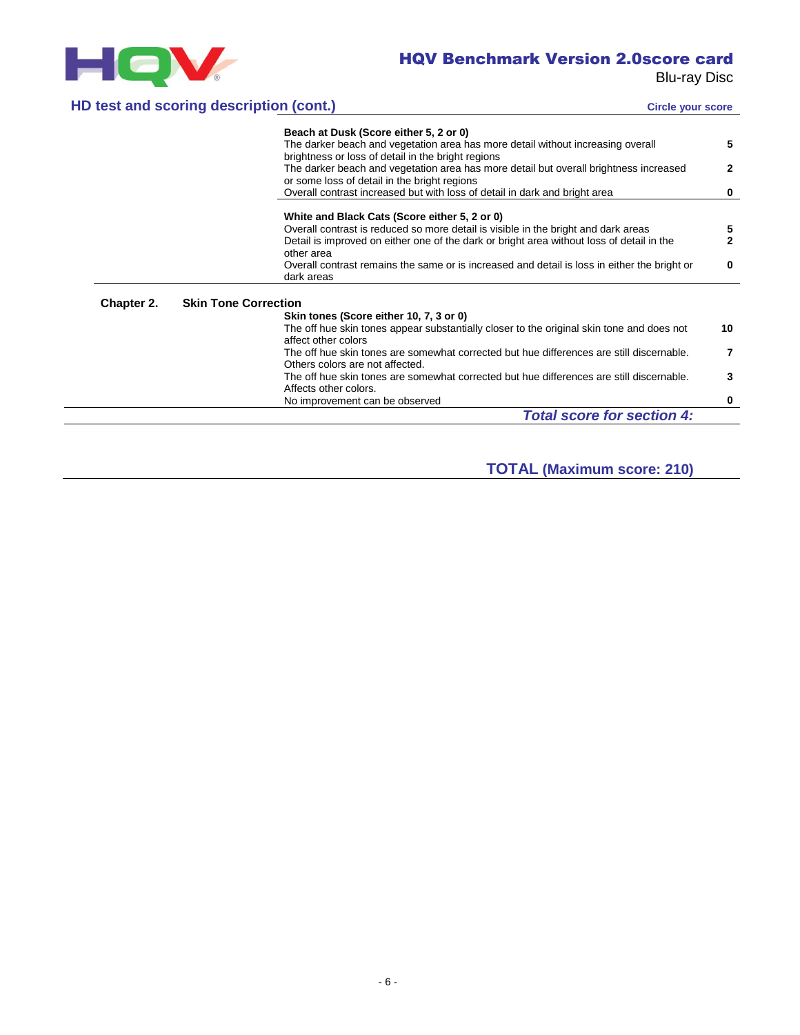## HD test and scoring description (cont.)

**Circle your score**

**Beach at Dusk (Score either 5, 2 or 0)**

| | |
|---|---|
| The darker beach and vegetation area has more detail without increasing overall brightness or loss of detail in the bright regions | **5** |
| The darker beach and vegetation area has more detail but overall brightness increased or some loss of detail in the bright regions | **2** |
| Overall contrast increased but with loss of detail in dark and bright area | **0** |

**White and Black Cats (Score either 5, 2 or 0)**

| | |
|---|---|
| Overall contrast is reduced so more detail is visible in the bright and dark areas | **5** |
| Detail is improved on either one of the dark or bright area without loss of detail in the other area | **2** |
| Overall contrast remains the same or is increased and detail is loss in either the bright or dark areas | **0** |

### Chapter 2. Skin Tone Correction

**Skin tones (Score either 10, 7, 3 or 0)**

| | |
|---|---|
| The off hue skin tones appear substantially closer to the original skin tone and does not affect other colors | **10** |
| The off hue skin tones are somewhat corrected but hue differences are still discernable. Others colors are not affected. | **7** |
| The off hue skin tones are somewhat corrected but hue differences are still discernable. Affects other colors. | **3** |
| No improvement can be observed | **0** |

***Total score for section 4:***

**TOTAL (Maximum score: 210)**